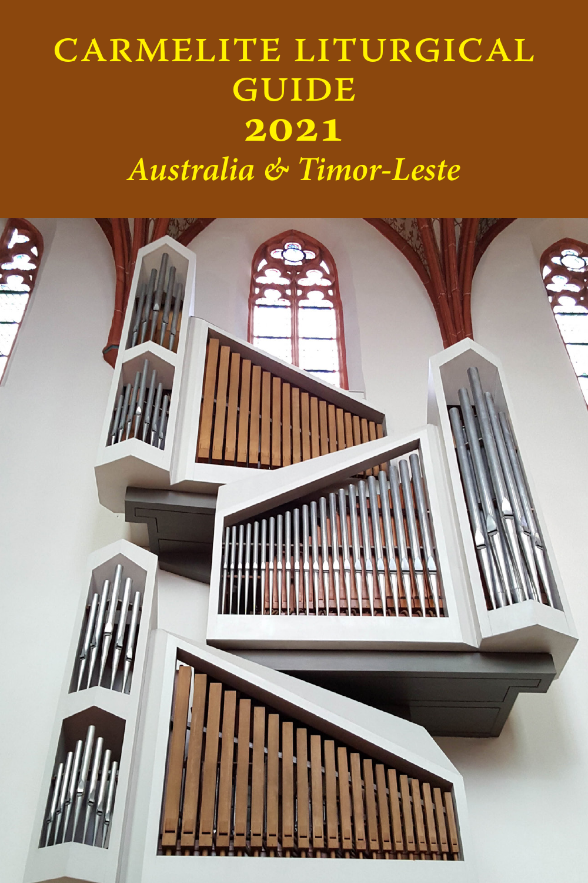# CARMELITE LITURGICAL GUIDE

## 2021

*Australia & Timor-Leste*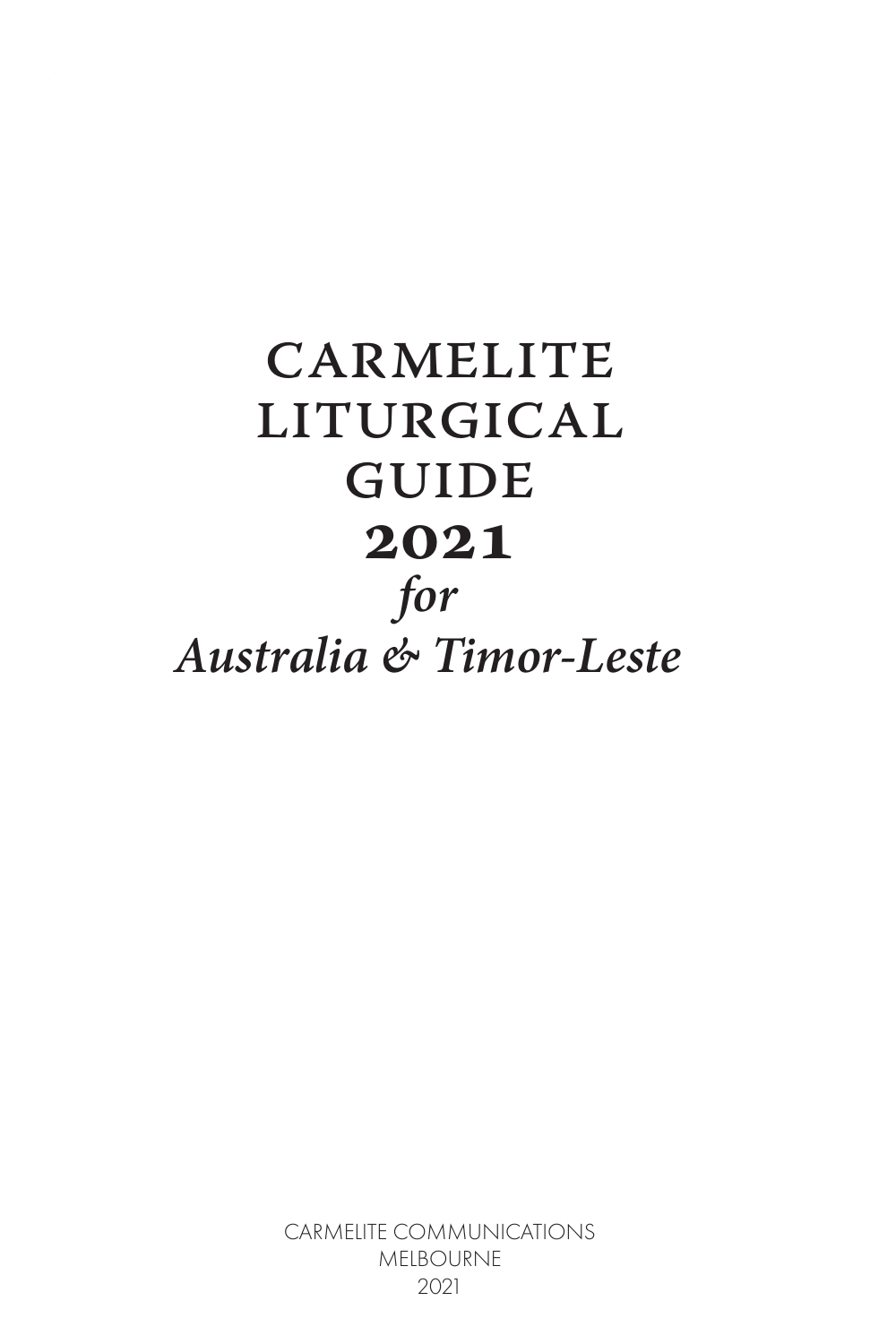# CARMELITE LITURGICAL GUIDE 2021

*for*

*Australia & Timor-Leste*

CARMELITE COMMUNICATIONS
MELBOURNE
2021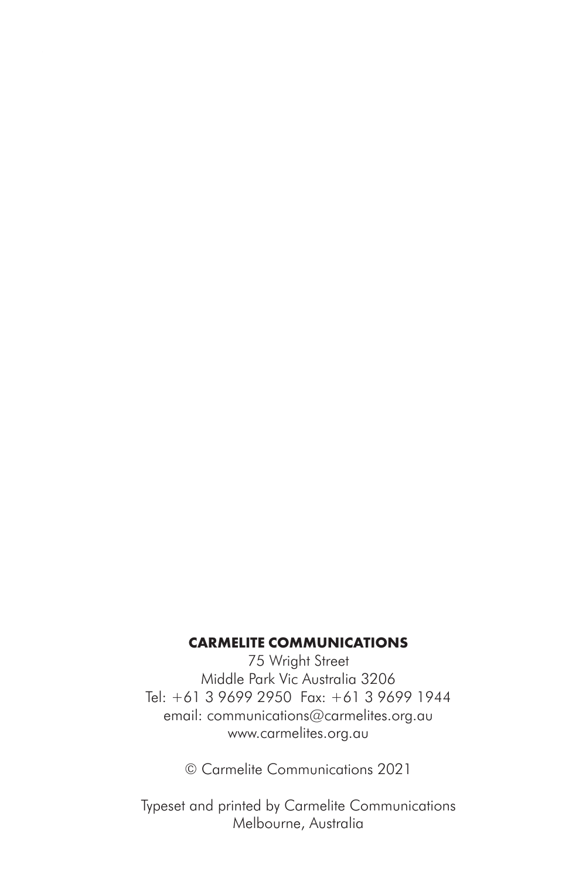**CARMELITE COMMUNICATIONS**

75 Wright Street
Middle Park Vic Australia 3206
Tel: +61 3 9699 2950 Fax: +61 3 9699 1944
email: communications@carmelites.org.au
www.carmelites.org.au

© Carmelite Communications 2021

Typeset and printed by Carmelite Communications
Melbourne, Australia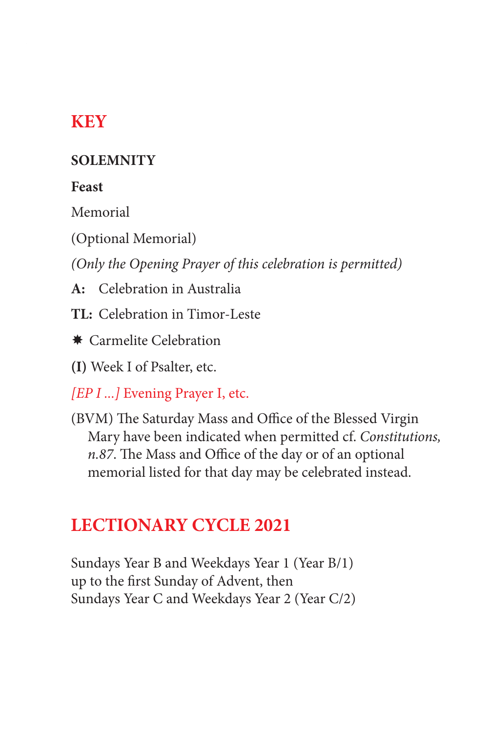## KEY

**SOLEMNITY**

**Feast**

Memorial

(Optional Memorial)

*(Only the Opening Prayer of this celebration is permitted)*

**A:** Celebration in Australia

**TL:** Celebration in Timor-Leste

✸ Carmelite Celebration

**(I)** Week I of Psalter, etc.

*[EP I ...]* Evening Prayer I, etc.

(BVM) The Saturday Mass and Office of the Blessed Virgin Mary have been indicated when permitted cf. *Constitutions, n.87*. The Mass and Office of the day or of an optional memorial listed for that day may be celebrated instead.

## LECTIONARY CYCLE 2021

Sundays Year B and Weekdays Year 1 (Year B/1)
up to the first Sunday of Advent, then
Sundays Year C and Weekdays Year 2 (Year C/2)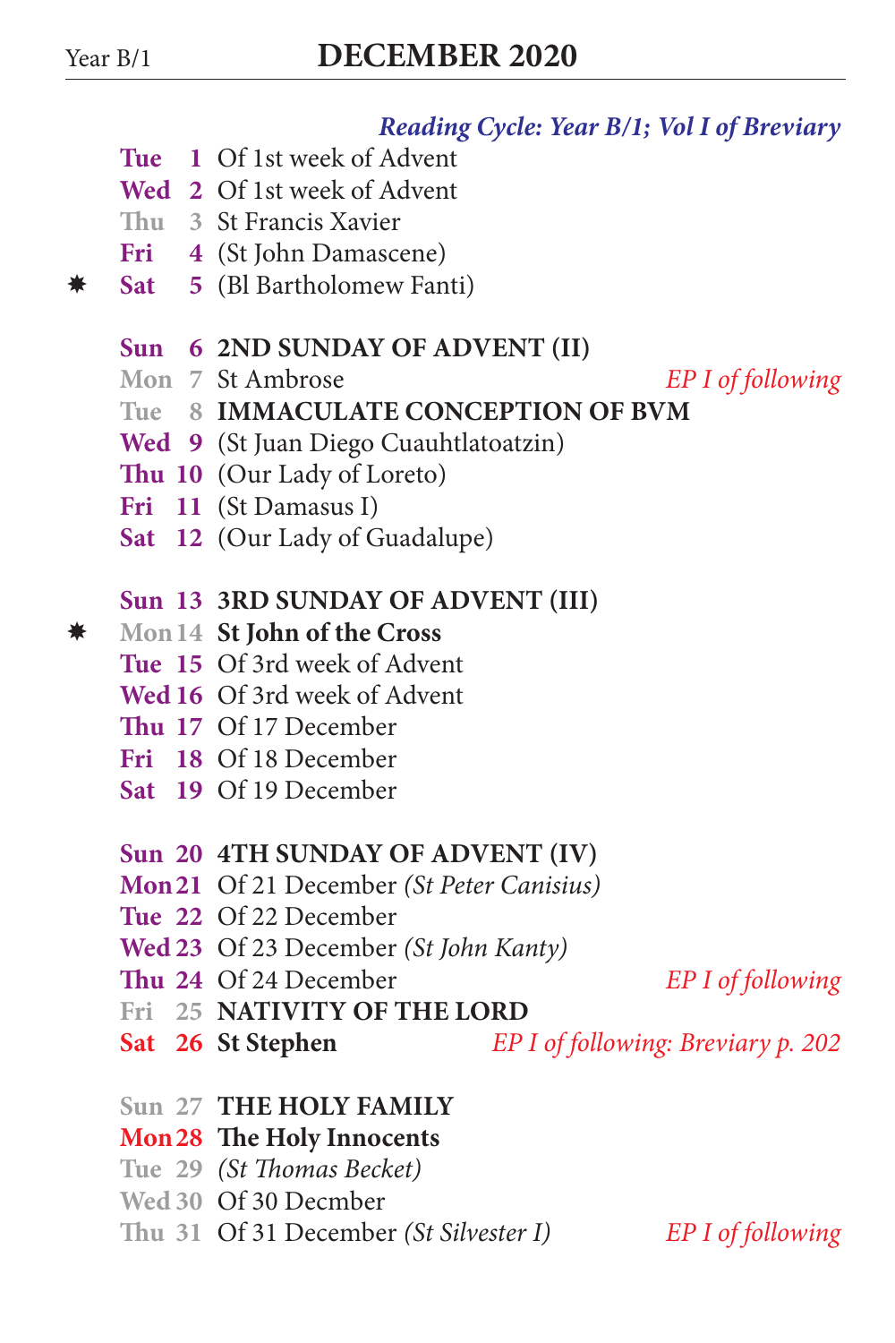Year B/1

# DECEMBER 2020

*Reading Cycle: Year B/1; Vol I of Breviary*

| | | | | |
|---|---|---|---|---|
| | Tue | 1 | Of 1st week of Advent | |
| | Wed | 2 | Of 1st week of Advent | |
| | Thu | 3 | St Francis Xavier | |
| | Fri | 4 | (St John Damascene) | |
| ✸ | Sat | 5 | (Bl Bartholomew Fanti) | |
| | | | | |
| | Sun | 6 | **2ND SUNDAY OF ADVENT (II)** | |
| | Mon | 7 | St Ambrose | *EP I of following* |
| | Tue | 8 | **IMMACULATE CONCEPTION OF BVM** | |
| | Wed | 9 | (St Juan Diego Cuauhtlatoatzin) | |
| | Thu | 10 | (Our Lady of Loreto) | |
| | Fri | 11 | (St Damasus I) | |
| | Sat | 12 | (Our Lady of Guadalupe) | |
| | | | | |
| | Sun | 13 | **3RD SUNDAY OF ADVENT (III)** | |
| ✸ | Mon | 14 | **St John of the Cross** | |
| | Tue | 15 | Of 3rd week of Advent | |
| | Wed | 16 | Of 3rd week of Advent | |
| | Thu | 17 | Of 17 December | |
| | Fri | 18 | Of 18 December | |
| | Sat | 19 | Of 19 December | |
| | | | | |
| | Sun | 20 | **4TH SUNDAY OF ADVENT (IV)** | |
| | Mon | 21 | Of 21 December *(St Peter Canisius)* | |
| | Tue | 22 | Of 22 December | |
| | Wed | 23 | Of 23 December *(St John Kanty)* | |
| | Thu | 24 | Of 24 December | *EP I of following* |
| | Fri | 25 | **NATIVITY OF THE LORD** | |
| | Sat | 26 | **St Stephen** | *EP I of following: Breviary p. 202* |
| | | | | |
| | Sun | 27 | **THE HOLY FAMILY** | |
| | Mon | 28 | **The Holy Innocents** | |
| | Tue | 29 | *(St Thomas Becket)* | |
| | Wed | 30 | Of 30 Decmber | |
| | Thu | 31 | Of 31 December *(St Silvester I)* | *EP I of following* |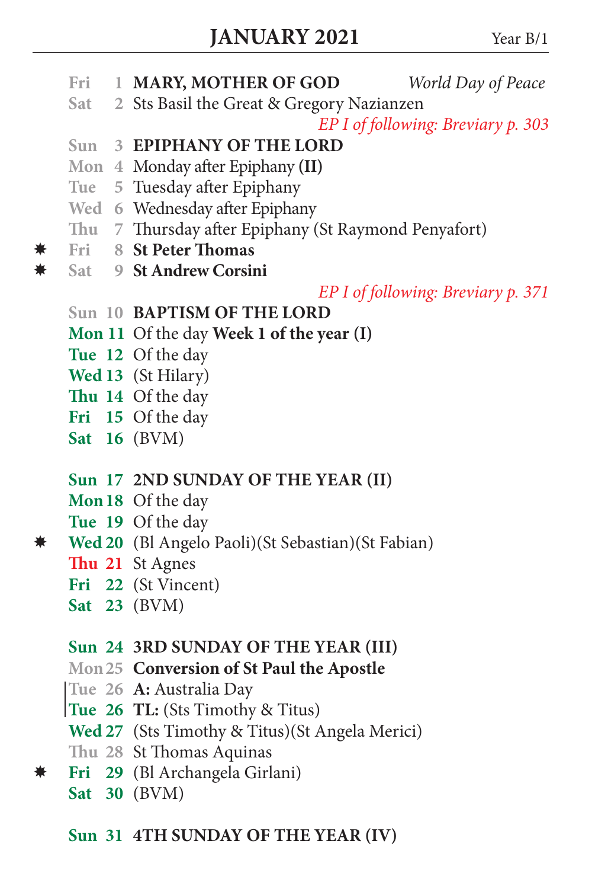# JANUARY 2021

Year B/1

| | Day | Date | Celebration | |
|---|---|---|---|---|
| | Fri | 1 | **MARY, MOTHER OF GOD** | *World Day of Peace* |
| | Sat | 2 | Sts Basil the Great & Gregory Nazianzen | |
| | | | | *EP I of following: Breviary p. 303* |
| | Sun | 3 | **EPIPHANY OF THE LORD** | |
| | Mon | 4 | Monday after Epiphany **(II)** | |
| | Tue | 5 | Tuesday after Epiphany | |
| | Wed | 6 | Wednesday after Epiphany | |
| | Thu | 7 | Thursday after Epiphany (St Raymond Penyafort) | |
| ✷ | Fri | 8 | **St Peter Thomas** | |
| ✷ | Sat | 9 | **St Andrew Corsini** | |
| | | | | *EP I of following: Breviary p. 371* |
| | Sun | 10 | **BAPTISM OF THE LORD** | |
| | Mon | 11 | Of the day **Week 1 of the year (I)** | |
| | Tue | 12 | Of the day | |
| | Wed | 13 | (St Hilary) | |
| | Thu | 14 | Of the day | |
| | Fri | 15 | Of the day | |
| | Sat | 16 | (BVM) | |
| | Sun | 17 | **2ND SUNDAY OF THE YEAR (II)** | |
| | Mon | 18 | Of the day | |
| | Tue | 19 | Of the day | |
| ✷ | Wed | 20 | (Bl Angelo Paoli)(St Sebastian)(St Fabian) | |
| | Thu | 21 | St Agnes | |
| | Fri | 22 | (St Vincent) | |
| | Sat | 23 | (BVM) | |
| | Sun | 24 | **3RD SUNDAY OF THE YEAR (III)** | |
| | Mon | 25 | **Conversion of St Paul the Apostle** | |
| | Tue | 26 | **A:** Australia Day | |
| | Tue | 26 | **TL:** (Sts Timothy & Titus) | |
| | Wed | 27 | (Sts Timothy & Titus)(St Angela Merici) | |
| | Thu | 28 | St Thomas Aquinas | |
| ✷ | Fri | 29 | (Bl Archangela Girlani) | |
| | Sat | 30 | (BVM) | |
| | Sun | 31 | **4TH SUNDAY OF THE YEAR (IV)** | |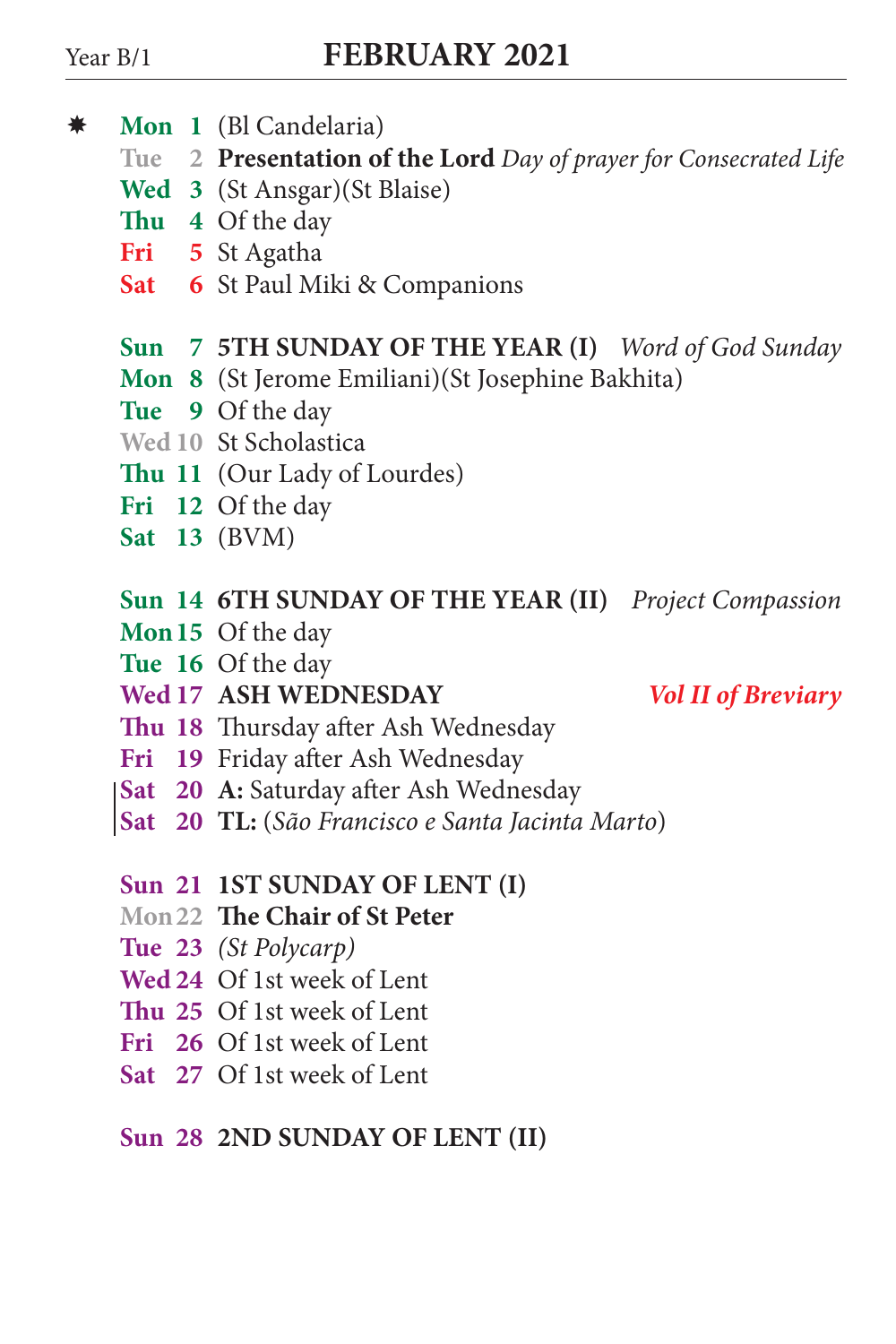Year B/1

# FEBRUARY 2021

✷ **Mon 1** (Bl Candelaria)
**Tue 2** **Presentation of the Lord** *Day of prayer for Consecrated Life*
**Wed 3** (St Ansgar)(St Blaise)
**Thu 4** Of the day
**Fri 5** St Agatha
**Sat 6** St Paul Miki & Companions

**Sun 7** **5TH SUNDAY OF THE YEAR (I)** *Word of God Sunday*
**Mon 8** (St Jerome Emiliani)(St Josephine Bakhita)
**Tue 9** Of the day
**Wed 10** St Scholastica
**Thu 11** (Our Lady of Lourdes)
**Fri 12** Of the day
**Sat 13** (BVM)

**Sun 14** **6TH SUNDAY OF THE YEAR (II)** *Project Compassion*
**Mon 15** Of the day
**Tue 16** Of the day
**Wed 17** **ASH WEDNESDAY** ***Vol II of Breviary***
**Thu 18** Thursday after Ash Wednesday
**Fri 19** Friday after Ash Wednesday
**Sat 20** **A:** Saturday after Ash Wednesday
**Sat 20** **TL:** (*São Francisco e Santa Jacinta Marto*)

**Sun 21** **1ST SUNDAY OF LENT (I)**
**Mon 22** **The Chair of St Peter**
**Tue 23** *(St Polycarp)*
**Wed 24** Of 1st week of Lent
**Thu 25** Of 1st week of Lent
**Fri 26** Of 1st week of Lent
**Sat 27** Of 1st week of Lent

**Sun 28** **2ND SUNDAY OF LENT (II)**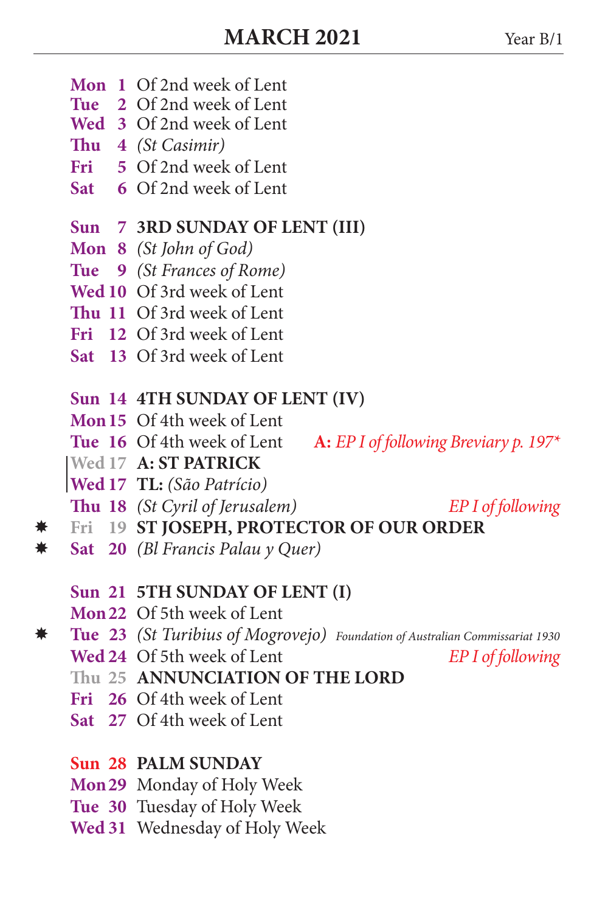# MARCH 2021

Year B/1

**Mon 1** Of 2nd week of Lent
**Tue 2** Of 2nd week of Lent
**Wed 3** Of 2nd week of Lent
**Thu 4** *(St Casimir)*
**Fri 5** Of 2nd week of Lent
**Sat 6** Of 2nd week of Lent

**Sun 7** **3RD SUNDAY OF LENT (III)**
**Mon 8** *(St John of God)*
**Tue 9** *(St Frances of Rome)*
**Wed 10** Of 3rd week of Lent
**Thu 11** Of 3rd week of Lent
**Fri 12** Of 3rd week of Lent
**Sat 13** Of 3rd week of Lent

**Sun 14** **4TH SUNDAY OF LENT (IV)**
**Mon 15** Of 4th week of Lent
**Tue 16** Of 4th week of Lent — **A:** *EP I of following Breviary p. 197**
**Wed 17** **A: ST PATRICK**
**Wed 17** **TL:** *(São Patrício)*
**Thu 18** *(St Cyril of Jerusalem)* — *EP I of following*
✷ **Fri 19** **ST JOSEPH, PROTECTOR OF OUR ORDER**
✷ **Sat 20** *(Bl Francis Palau y Quer)*

**Sun 21** **5TH SUNDAY OF LENT (I)**
**Mon 22** Of 5th week of Lent
✷ **Tue 23** *(St Turibius of Mogrovejo)* — *Foundation of Australian Commissariat 1930*
**Wed 24** Of 5th week of Lent — *EP I of following*
**Thu 25** **ANNUNCIATION OF THE LORD**
**Fri 26** Of 4th week of Lent
**Sat 27** Of 4th week of Lent

**Sun 28** **PALM SUNDAY**
**Mon 29** Monday of Holy Week
**Tue 30** Tuesday of Holy Week
**Wed 31** Wednesday of Holy Week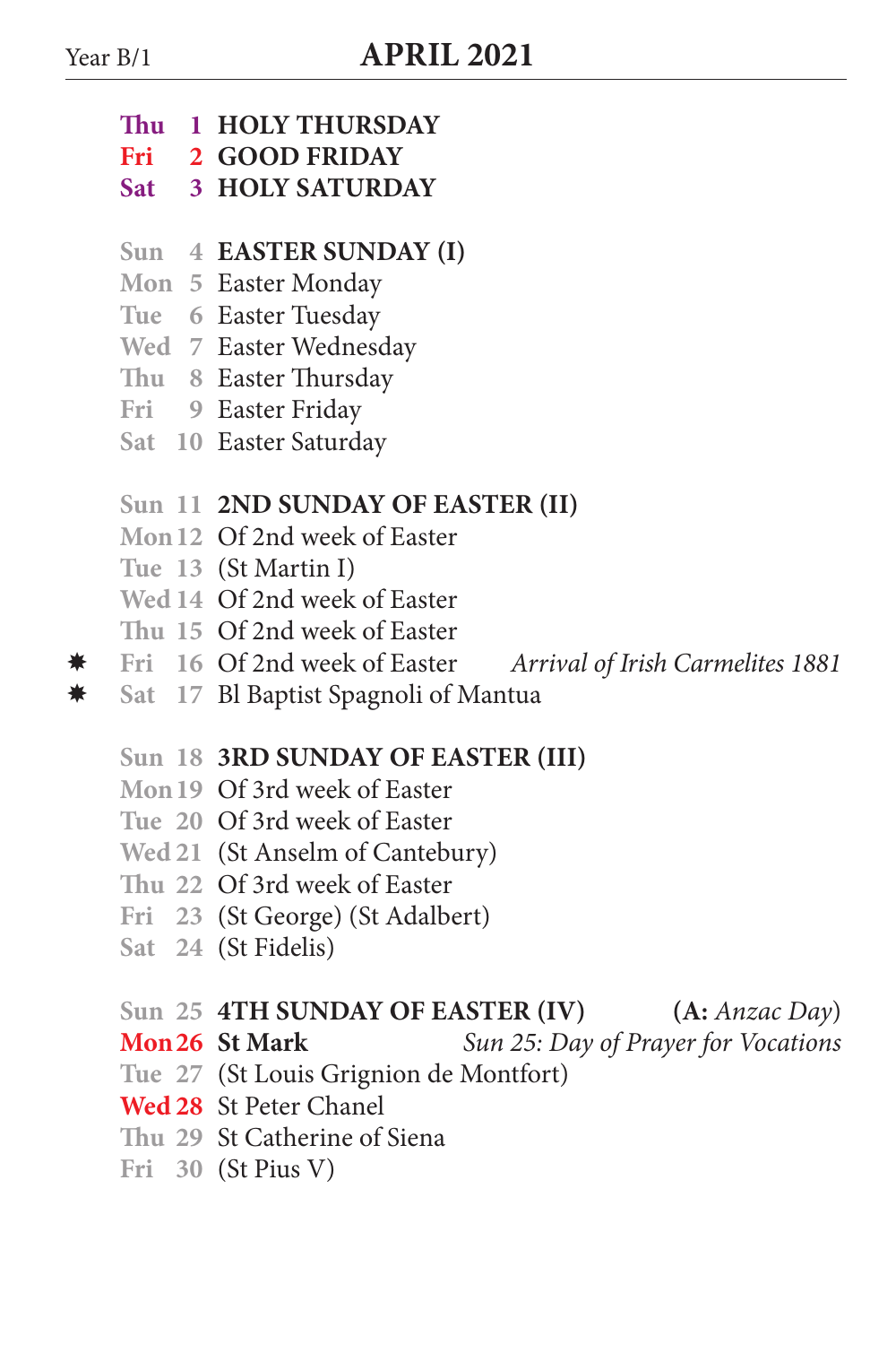Year B/1

# APRIL 2021

| | | | | |
|---|---|---|---|---|
| | Thu | 1 | **HOLY THURSDAY** | |
| | Fri | 2 | **GOOD FRIDAY** | |
| | Sat | 3 | **HOLY SATURDAY** | |
| | | | | |
| | Sun | 4 | **EASTER SUNDAY (I)** | |
| | Mon | 5 | Easter Monday | |
| | Tue | 6 | Easter Tuesday | |
| | Wed | 7 | Easter Wednesday | |
| | Thu | 8 | Easter Thursday | |
| | Fri | 9 | Easter Friday | |
| | Sat | 10 | Easter Saturday | |
| | | | | |
| | Sun | 11 | **2ND SUNDAY OF EASTER (II)** | |
| | Mon | 12 | Of 2nd week of Easter | |
| | Tue | 13 | (St Martin I) | |
| | Wed | 14 | Of 2nd week of Easter | |
| | Thu | 15 | Of 2nd week of Easter | |
| ✸ | Fri | 16 | Of 2nd week of Easter | *Arrival of Irish Carmelites 1881* |
| ✸ | Sat | 17 | Bl Baptist Spagnoli of Mantua | |
| | | | | |
| | Sun | 18 | **3RD SUNDAY OF EASTER (III)** | |
| | Mon | 19 | Of 3rd week of Easter | |
| | Tue | 20 | Of 3rd week of Easter | |
| | Wed | 21 | (St Anselm of Cantebury) | |
| | Thu | 22 | Of 3rd week of Easter | |
| | Fri | 23 | (St George) (St Adalbert) | |
| | Sat | 24 | (St Fidelis) | |
| | | | | |
| | Sun | 25 | **4TH SUNDAY OF EASTER (IV)** | (**A:** *Anzac Day*) |
| | Mon | 26 | **St Mark** | *Sun 25: Day of Prayer for Vocations* |
| | Tue | 27 | (St Louis Grignion de Montfort) | |
| | Wed | 28 | St Peter Chanel | |
| | Thu | 29 | St Catherine of Siena | |
| | Fri | 30 | (St Pius V) | |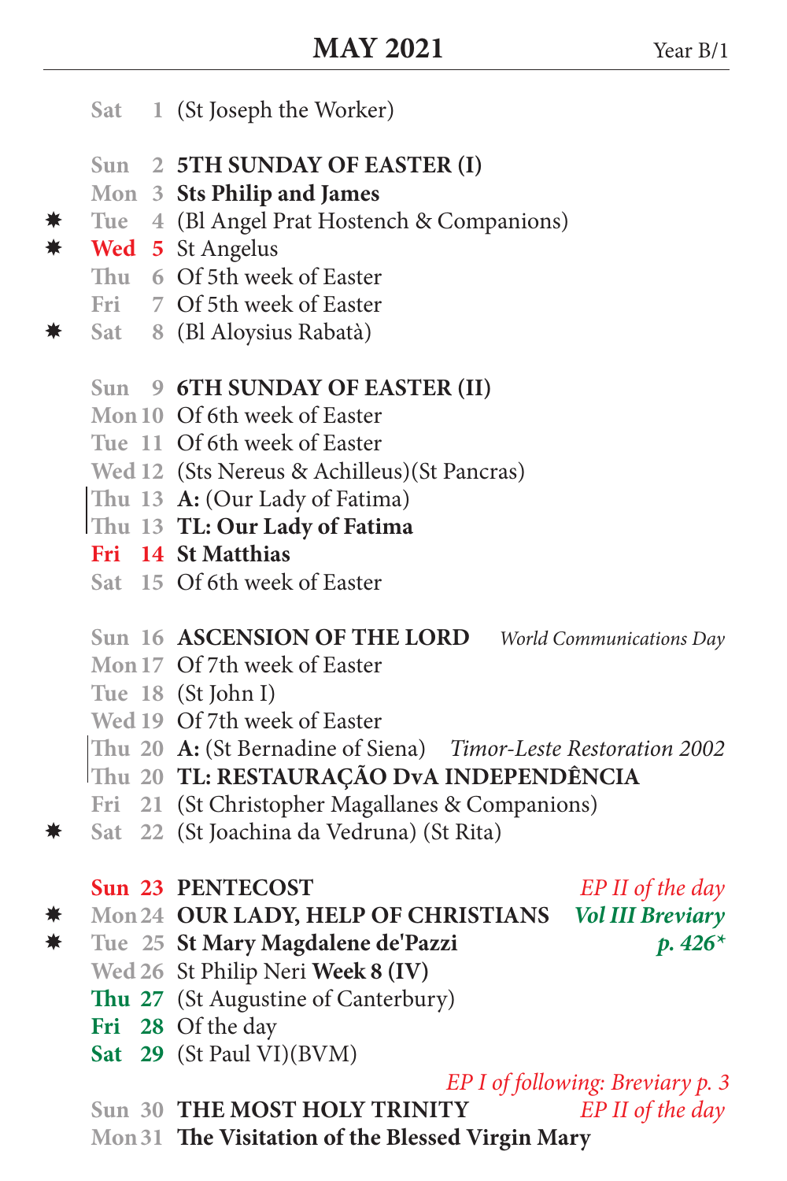# MAY 2021

Year B/1

| | | | | |
|---|---|---|---|---|
| | Sat | 1 | (St Joseph the Worker) | |
| | | | | |
| | Sun | 2 | **5TH SUNDAY OF EASTER (I)** | |
| | Mon | 3 | **Sts Philip and James** | |
| * | Tue | 4 | (Bl Angel Prat Hostench & Companions) | |
| * | Wed | 5 | St Angelus | |
| | Thu | 6 | Of 5th week of Easter | |
| | Fri | 7 | Of 5th week of Easter | |
| * | Sat | 8 | (Bl Aloysius Rabatà) | |
| | | | | |
| | Sun | 9 | **6TH SUNDAY OF EASTER (II)** | |
| | Mon | 10 | Of 6th week of Easter | |
| | Tue | 11 | Of 6th week of Easter | |
| | Wed | 12 | (Sts Nereus & Achilleus)(St Pancras) | |
| | Thu | 13 | **A:** (Our Lady of Fatima) | |
| | Thu | 13 | **TL: Our Lady of Fatima** | |
| | Fri | 14 | **St Matthias** | |
| | Sat | 15 | Of 6th week of Easter | |
| | | | | |
| | Sun | 16 | **ASCENSION OF THE LORD** | *World Communications Day* |
| | Mon | 17 | Of 7th week of Easter | |
| | Tue | 18 | (St John I) | |
| | Wed | 19 | Of 7th week of Easter | |
| | Thu | 20 | **A:** (St Bernadine of Siena) | *Timor-Leste Restoration 2002* |
| | Thu | 20 | **TL: RESTAURAÇÃO DvA INDEPENDÊNCIA** | |
| | Fri | 21 | (St Christopher Magallanes & Companions) | |
| * | Sat | 22 | (St Joachina da Vedruna) (St Rita) | |
| | | | | |
| | Sun | 23 | **PENTECOST** | *EP II of the day* |
| * | Mon | 24 | **OUR LADY, HELP OF CHRISTIANS** | ***Vol III Breviary*** |
| * | Tue | 25 | **St Mary Magdalene de'Pazzi** | ***p. 426**** |
| | Wed | 26 | St Philip Neri **Week 8 (IV)** | |
| | Thu | 27 | (St Augustine of Canterbury) | |
| | Fri | 28 | Of the day | |
| | Sat | 29 | (St Paul VI)(BVM) | *EP I of following: Breviary p. 3* |
| | Sun | 30 | **THE MOST HOLY TRINITY** | *EP II of the day* |
| | Mon | 31 | **The Visitation of the Blessed Virgin Mary** | |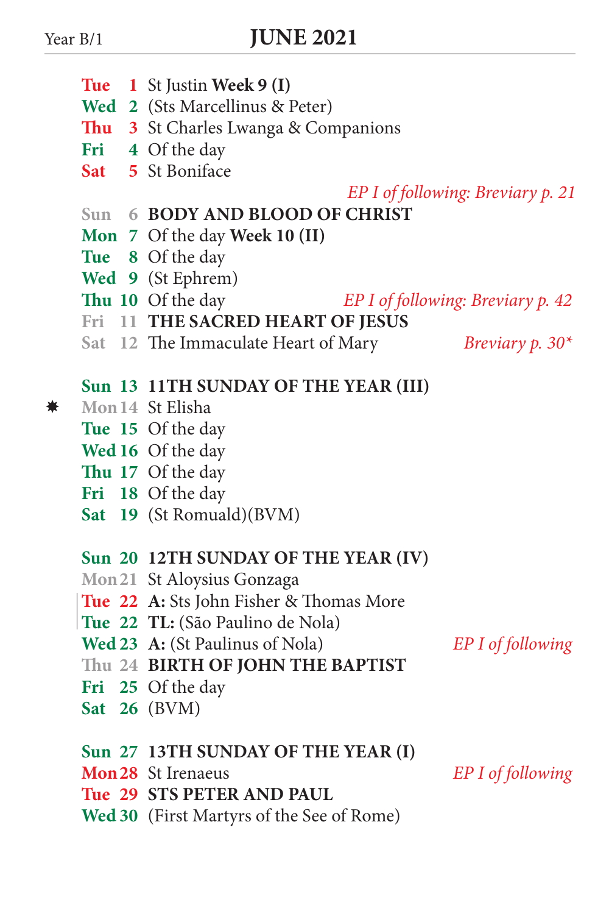Year B/1

# JUNE 2021

Tue 1 St Justin **Week 9 (I)**
Wed 2 (Sts Marcellinus & Peter)
Thu 3 St Charles Lwanga & Companions
Fri 4 Of the day
Sat 5 St Boniface
*EP I of following: Breviary p. 21*
Sun 6 **BODY AND BLOOD OF CHRIST**
Mon 7 Of the day **Week 10 (II)**
Tue 8 Of the day
Wed 9 (St Ephrem)
Thu 10 Of the day *EP I of following: Breviary p. 42*
Fri 11 **THE SACRED HEART OF JESUS**
Sat 12 The Immaculate Heart of Mary *Breviary p. 30**

Sun 13 **11TH SUNDAY OF THE YEAR (III)**
✸ Mon 14 St Elisha
Tue 15 Of the day
Wed 16 Of the day
Thu 17 Of the day
Fri 18 Of the day
Sat 19 (St Romuald)(BVM)

Sun 20 **12TH SUNDAY OF THE YEAR (IV)**
Mon 21 St Aloysius Gonzaga
Tue 22 **A:** Sts John Fisher & Thomas More
Tue 22 **TL:** (São Paulino de Nola)
Wed 23 **A:** (St Paulinus of Nola) *EP I of following*
Thu 24 **BIRTH OF JOHN THE BAPTIST**
Fri 25 Of the day
Sat 26 (BVM)

Sun 27 **13TH SUNDAY OF THE YEAR (I)**
Mon 28 St Irenaeus *EP I of following*
Tue 29 **STS PETER AND PAUL**
Wed 30 (First Martyrs of the See of Rome)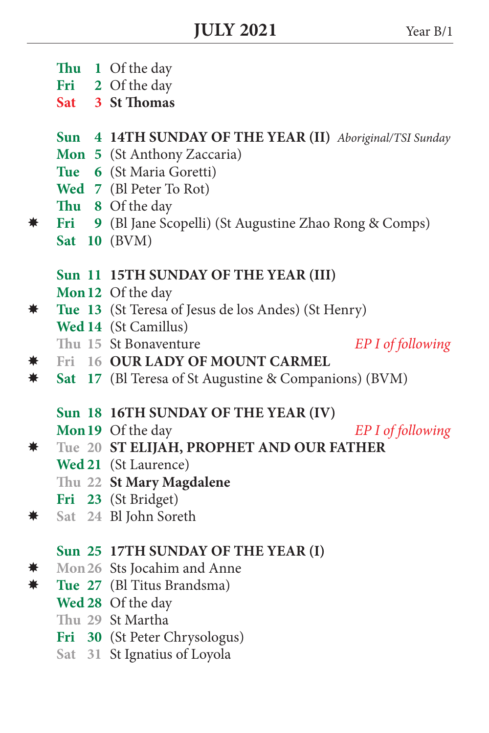# JULY 2021

Year B/1

| | | | | |
|---|---|---|---|---|
| | Thu | 1 | Of the day | |
| | Fri | 2 | Of the day | |
| | Sat | 3 | **St Thomas** | |
| | | | | |
| | Sun | 4 | **14TH SUNDAY OF THE YEAR (II)** | *Aboriginal/TSI Sunday* |
| | Mon | 5 | (St Anthony Zaccaria) | |
| | Tue | 6 | (St Maria Goretti) | |
| | Wed | 7 | (Bl Peter To Rot) | |
| | Thu | 8 | Of the day | |
| ✷ | Fri | 9 | (Bl Jane Scopelli) (St Augustine Zhao Rong & Comps) | |
| | Sat | 10 | (BVM) | |
| | | | | |
| | Sun | 11 | **15TH SUNDAY OF THE YEAR (III)** | |
| | Mon | 12 | Of the day | |
| ✷ | Tue | 13 | (St Teresa of Jesus de los Andes) (St Henry) | |
| | Wed | 14 | (St Camillus) | |
| | Thu | 15 | St Bonaventure | *EP I of following* |
| ✷ | Fri | 16 | **OUR LADY OF MOUNT CARMEL** | |
| ✷ | Sat | 17 | (Bl Teresa of St Augustine & Companions) (BVM) | |
| | | | | |
| | Sun | 18 | **16TH SUNDAY OF THE YEAR (IV)** | |
| | Mon | 19 | Of the day | *EP I of following* |
| ✷ | Tue | 20 | **ST ELIJAH, PROPHET AND OUR FATHER** | |
| | Wed | 21 | (St Laurence) | |
| | Thu | 22 | **St Mary Magdalene** | |
| | Fri | 23 | (St Bridget) | |
| ✷ | Sat | 24 | Bl John Soreth | |
| | | | | |
| | Sun | 25 | **17TH SUNDAY OF THE YEAR (I)** | |
| ✷ | Mon | 26 | Sts Jocahim and Anne | |
| ✷ | Tue | 27 | (Bl Titus Brandsma) | |
| | Wed | 28 | Of the day | |
| | Thu | 29 | St Martha | |
| | Fri | 30 | (St Peter Chrysologus) | |
| | Sat | 31 | St Ignatius of Loyola | |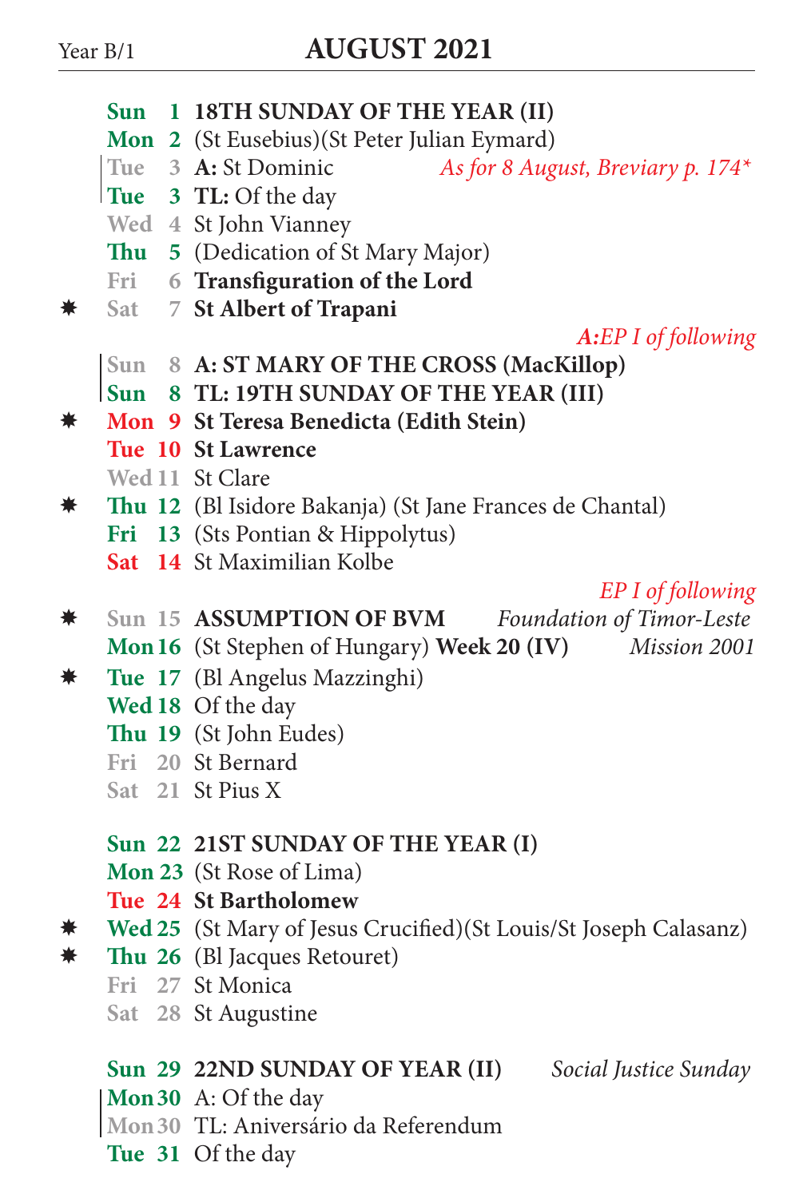Year B/1

# AUGUST 2021

| | Day | Date | Celebration | Notes |
|---|---|---|---|---|
| | Sun | 1 | **18TH SUNDAY OF THE YEAR (II)** | |
| | Mon | 2 | (St Eusebius)(St Peter Julian Eymard) | |
| | Tue | 3 | **A:** St Dominic | *As for 8 August, Breviary p. 174** |
| | Tue | 3 | **TL:** Of the day | |
| | Wed | 4 | St John Vianney | |
| | Thu | 5 | (Dedication of St Mary Major) | |
| | Fri | 6 | **Transfiguration of the Lord** | |
| ✷ | Sat | 7 | **St Albert of Trapani** | *A:EP I of following* |
| | Sun | 8 | **A: ST MARY OF THE CROSS (MacKillop)** | |
| | Sun | 8 | **TL: 19TH SUNDAY OF THE YEAR (III)** | |
| ✷ | Mon | 9 | **St Teresa Benedicta (Edith Stein)** | |
| | Tue | 10 | **St Lawrence** | |
| | Wed | 11 | St Clare | |
| ✷ | Thu | 12 | (Bl Isidore Bakanja) (St Jane Frances de Chantal) | |
| | Fri | 13 | (Sts Pontian & Hippolytus) | |
| | Sat | 14 | St Maximilian Kolbe | *EP I of following* |
| ✷ | Sun | 15 | **ASSUMPTION OF BVM** | *Foundation of Timor-Leste* |
| | Mon | 16 | (St Stephen of Hungary) **Week 20 (IV)** | *Mission 2001* |
| ✷ | Tue | 17 | (Bl Angelus Mazzinghi) | |
| | Wed | 18 | Of the day | |
| | Thu | 19 | (St John Eudes) | |
| | Fri | 20 | St Bernard | |
| | Sat | 21 | St Pius X | |
| | Sun | 22 | **21ST SUNDAY OF THE YEAR (I)** | |
| | Mon | 23 | (St Rose of Lima) | |
| | Tue | 24 | **St Bartholomew** | |
| ✷ | Wed | 25 | (St Mary of Jesus Crucified)(St Louis/St Joseph Calasanz) | |
| ✷ | Thu | 26 | (Bl Jacques Retouret) | |
| | Fri | 27 | St Monica | |
| | Sat | 28 | St Augustine | |
| | Sun | 29 | **22ND SUNDAY OF YEAR (II)** | *Social Justice Sunday* |
| | Mon | 30 | A: Of the day | |
| | Mon | 30 | TL: Aniversário da Referendum | |
| | Tue | 31 | Of the day | |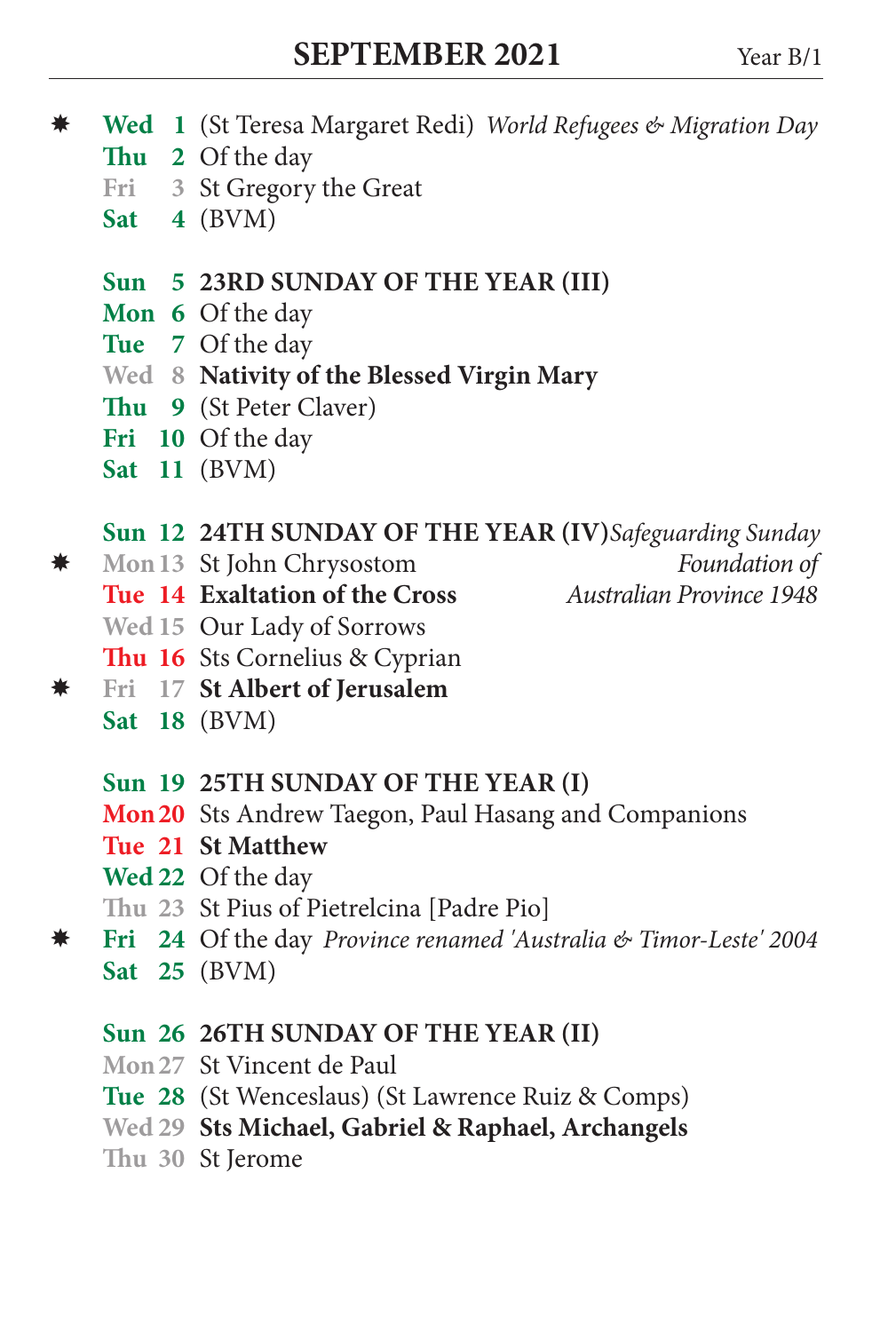# SEPTEMBER 2021

Year B/1

| | | | | |
|---|---|---|---|---|
| ✷ | Wed | 1 | (St Teresa Margaret Redi) | *World Refugees & Migration Day* |
| | Thu | 2 | Of the day | |
| | Fri | 3 | St Gregory the Great | |
| | Sat | 4 | (BVM) | |
| | | | | |
| | Sun | 5 | **23RD SUNDAY OF THE YEAR (III)** | |
| | Mon | 6 | Of the day | |
| | Tue | 7 | Of the day | |
| | Wed | 8 | **Nativity of the Blessed Virgin Mary** | |
| | Thu | 9 | (St Peter Claver) | |
| | Fri | 10 | Of the day | |
| | Sat | 11 | (BVM) | |
| | | | | |
| | Sun | 12 | **24TH SUNDAY OF THE YEAR (IV)** | *Safeguarding Sunday* |
| ✷ | Mon | 13 | St John Chrysostom | *Foundation of Australian Province 1948* |
| | Tue | 14 | **Exaltation of the Cross** | |
| | Wed | 15 | Our Lady of Sorrows | |
| | Thu | 16 | Sts Cornelius & Cyprian | |
| ✷ | Fri | 17 | **St Albert of Jerusalem** | |
| | Sat | 18 | (BVM) | |
| | | | | |
| | Sun | 19 | **25TH SUNDAY OF THE YEAR (I)** | |
| | Mon | 20 | Sts Andrew Taegon, Paul Hasang and Companions | |
| | Tue | 21 | **St Matthew** | |
| | Wed | 22 | Of the day | |
| | Thu | 23 | St Pius of Pietrelcina [Padre Pio] | |
| ✷ | Fri | 24 | Of the day | *Province renamed 'Australia & Timor-Leste' 2004* |
| | Sat | 25 | (BVM) | |
| | | | | |
| | Sun | 26 | **26TH SUNDAY OF THE YEAR (II)** | |
| | Mon | 27 | St Vincent de Paul | |
| | Tue | 28 | (St Wenceslaus) (St Lawrence Ruiz & Comps) | |
| | Wed | 29 | **Sts Michael, Gabriel & Raphael, Archangels** | |
| | Thu | 30 | St Jerome | |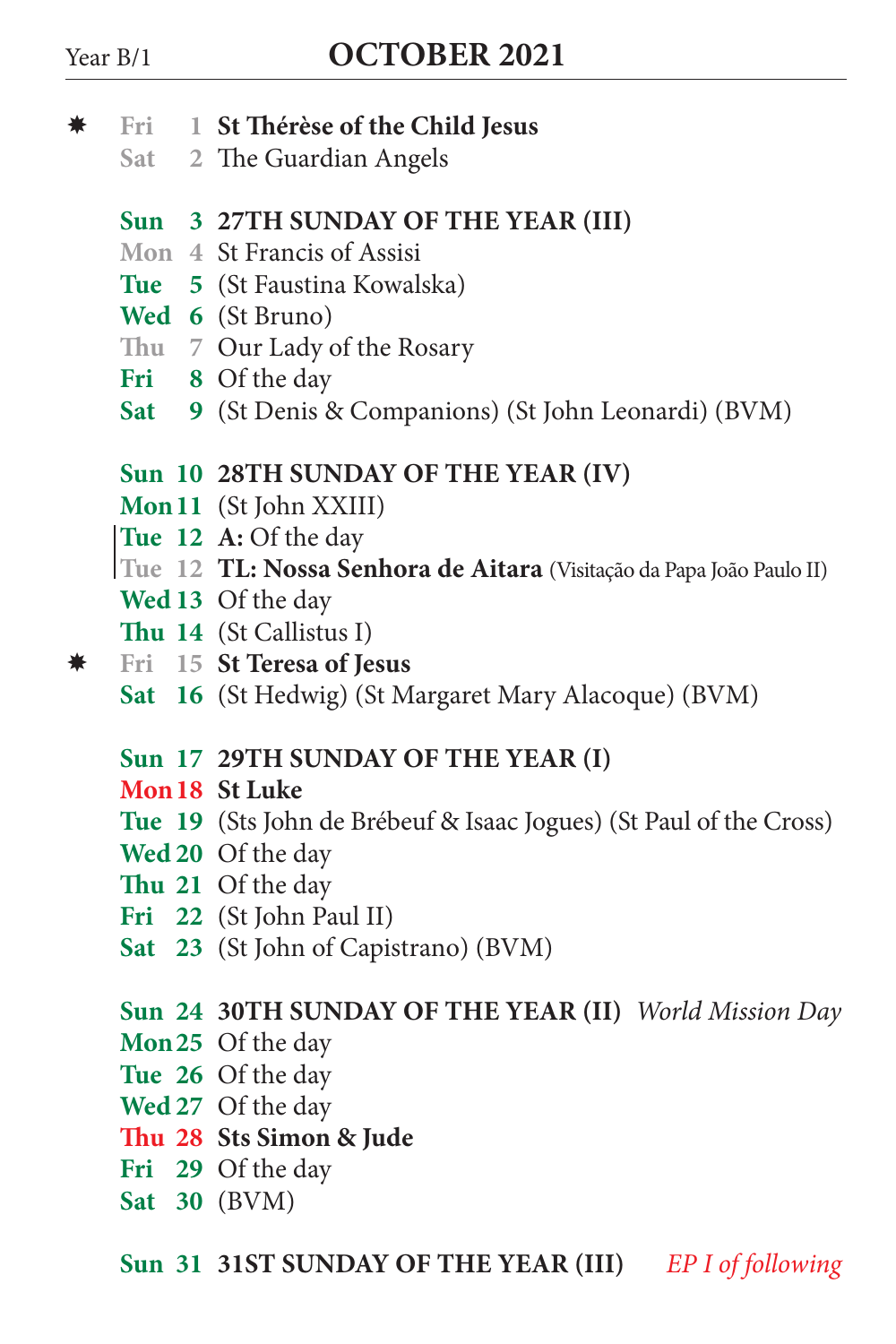Year B/1

# OCTOBER 2021

| | | | |
|---|---|---|---|
| ✷ | Fri | 1 | **St Thérèse of the Child Jesus** |
| | Sat | 2 | The Guardian Angels |
| | | | |
| | **Sun** | **3** | **27TH SUNDAY OF THE YEAR (III)** |
| | Mon | 4 | St Francis of Assisi |
| | **Tue** | **5** | (St Faustina Kowalska) |
| | **Wed** | **6** | (St Bruno) |
| | Thu | 7 | Our Lady of the Rosary |
| | **Fri** | **8** | Of the day |
| | **Sat** | **9** | (St Denis & Companions) (St John Leonardi) (BVM) |
| | | | |
| | **Sun** | **10** | **28TH SUNDAY OF THE YEAR (IV)** |
| | **Mon** | **11** | (St John XXIII) |
| | **Tue** | **12** | **A:** Of the day |
| | Tue | 12 | **TL: Nossa Senhora de Aitara** (Visitação da Papa João Paulo II) |
| | **Wed** | **13** | Of the day |
| | **Thu** | **14** | (St Callistus I) |
| ✷ | Fri | 15 | **St Teresa of Jesus** |
| | **Sat** | **16** | (St Hedwig) (St Margaret Mary Alacoque) (BVM) |
| | | | |
| | **Sun** | **17** | **29TH SUNDAY OF THE YEAR (I)** |
| | **Mon** | **18** | **St Luke** |
| | **Tue** | **19** | (Sts John de Brébeuf & Isaac Jogues) (St Paul of the Cross) |
| | **Wed** | **20** | Of the day |
| | **Thu** | **21** | Of the day |
| | **Fri** | **22** | (St John Paul II) |
| | **Sat** | **23** | (St John of Capistrano) (BVM) |
| | | | |
| | **Sun** | **24** | **30TH SUNDAY OF THE YEAR (II)** *World Mission Day* |
| | **Mon** | **25** | Of the day |
| | **Tue** | **26** | Of the day |
| | **Wed** | **27** | Of the day |
| | **Thu** | **28** | **Sts Simon & Jude** |
| | **Fri** | **29** | Of the day |
| | **Sat** | **30** | (BVM) |
| | | | |
| | **Sun** | **31** | **31ST SUNDAY OF THE YEAR (III)** *EP I of following* |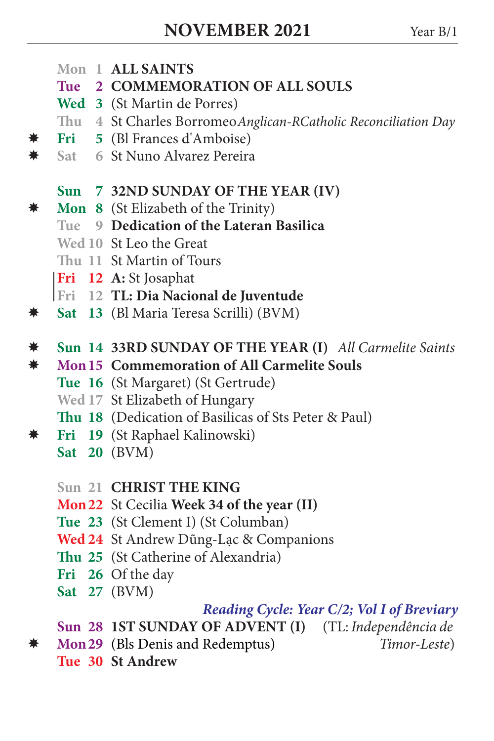# NOVEMBER 2021

Year B/1

| | | | |
|---|---|---|---|
| | Mon | 1 | **ALL SAINTS** |
| | Tue | 2 | **COMMEMORATION OF ALL SOULS** |
| | Wed | 3 | (St Martin de Porres) |
| | Thu | 4 | St Charles Borromeo *Anglican-RCatholic Reconciliation Day* |
| * | Fri | 5 | (Bl Frances d'Amboise) |
| * | Sat | 6 | St Nuno Alvarez Pereira |
| | | | |
| | Sun | 7 | **32ND SUNDAY OF THE YEAR (IV)** |
| * | Mon | 8 | (St Elizabeth of the Trinity) |
| | Tue | 9 | **Dedication of the Lateran Basilica** |
| | Wed | 10 | St Leo the Great |
| | Thu | 11 | St Martin of Tours |
| | Fri | 12 | **A:** St Josaphat |
| | Fri | 12 | **TL: Dia Nacional de Juventude** |
| * | Sat | 13 | (Bl Maria Teresa Scrilli) (BVM) |
| | | | |
| * | Sun | 14 | **33RD SUNDAY OF THE YEAR (I)** *All Carmelite Saints* |
| * | Mon | 15 | **Commemoration of All Carmelite Souls** |
| | Tue | 16 | (St Margaret) (St Gertrude) |
| | Wed | 17 | St Elizabeth of Hungary |
| | Thu | 18 | (Dedication of Basilicas of Sts Peter & Paul) |
| * | Fri | 19 | (St Raphael Kalinowski) |
| | Sat | 20 | (BVM) |
| | | | |
| | Sun | 21 | **CHRIST THE KING** |
| | Mon | 22 | St Cecilia **Week 34 of the year (II)** |
| | Tue | 23 | (St Clement I) (St Columban) |
| | Wed | 24 | St Andrew Dũng-Lạc & Companions |
| | Thu | 25 | (St Catherine of Alexandria) |
| | Fri | 26 | Of the day |
| | Sat | 27 | (BVM) |

***Reading Cycle: Year C/2; Vol I of Breviary***

| | | | |
|---|---|---|---|
| | Sun | 28 | **1ST SUNDAY OF ADVENT (I)** (TL: *Independência de Timor-Leste*) |
| * | Mon | 29 | (Bls Denis and Redemptus) |
| | Tue | 30 | **St Andrew** |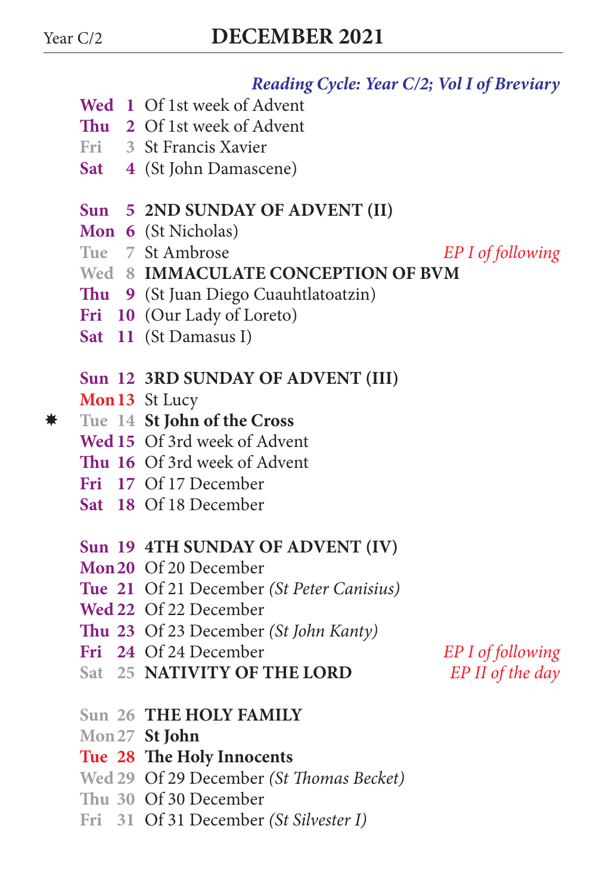# DECEMBER 2021

Year C/2

*Reading Cycle: Year C/2; Vol I of Breviary*

| | Day | Date | Celebration | Note |
|---|---|---|---|---|
| | Wed | 1 | Of 1st week of Advent | |
| | Thu | 2 | Of 1st week of Advent | |
| | Fri | 3 | St Francis Xavier | |
| | Sat | 4 | (St John Damascene) | |
| | Sun | 5 | **2ND SUNDAY OF ADVENT (II)** | |
| | Mon | 6 | (St Nicholas) | |
| | Tue | 7 | St Ambrose | *EP I of following* |
| | Wed | 8 | **IMMACULATE CONCEPTION OF BVM** | |
| | Thu | 9 | (St Juan Diego Cuauhtlatoatzin) | |
| | Fri | 10 | (Our Lady of Loreto) | |
| | Sat | 11 | (St Damasus I) | |
| | Sun | 12 | **3RD SUNDAY OF ADVENT (III)** | |
| | Mon | 13 | St Lucy | |
| ✸ | Tue | 14 | **St John of the Cross** | |
| | Wed | 15 | Of 3rd week of Advent | |
| | Thu | 16 | Of 3rd week of Advent | |
| | Fri | 17 | Of 17 December | |
| | Sat | 18 | Of 18 December | |
| | Sun | 19 | **4TH SUNDAY OF ADVENT (IV)** | |
| | Mon | 20 | Of 20 December | |
| | Tue | 21 | Of 21 December *(St Peter Canisius)* | |
| | Wed | 22 | Of 22 December | |
| | Thu | 23 | Of 23 December *(St John Kanty)* | |
| | Fri | 24 | Of 24 December | *EP I of following* |
| | Sat | 25 | **NATIVITY OF THE LORD** | *EP II of the day* |
| | Sun | 26 | **THE HOLY FAMILY** | |
| | Mon | 27 | **St John** | |
| | Tue | 28 | **The Holy Innocents** | |
| | Wed | 29 | Of 29 December *(St Thomas Becket)* | |
| | Thu | 30 | Of 30 December | |
| | Fri | 31 | Of 31 December *(St Silvester I)* | |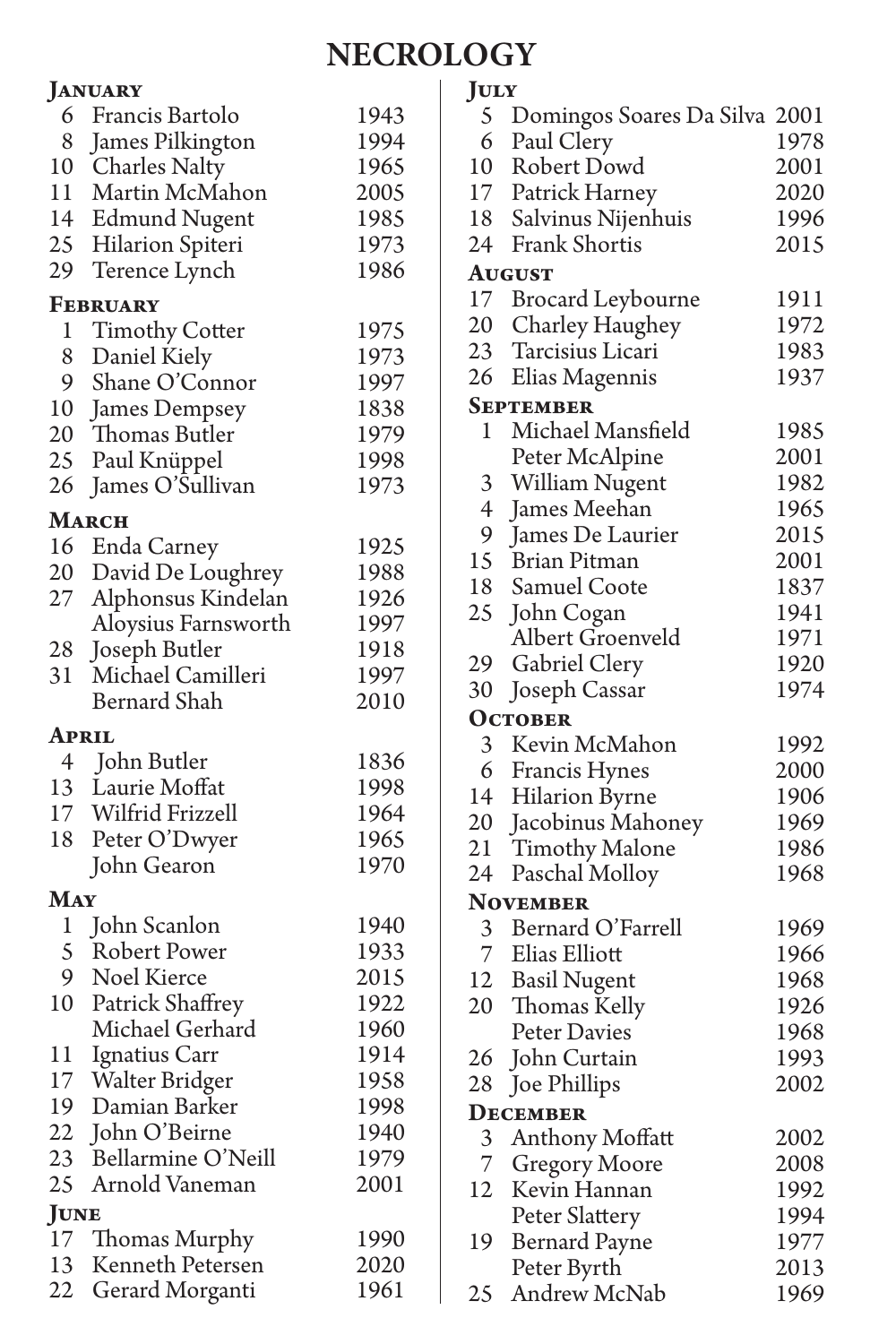# NECROLOGY

### January

| | | |
|---|---|---|
| 6 | Francis Bartolo | 1943 |
| 8 | James Pilkington | 1994 |
| 10 | Charles Nalty | 1965 |
| 11 | Martin McMahon | 2005 |
| 14 | Edmund Nugent | 1985 |
| 25 | Hilarion Spiteri | 1973 |
| 29 | Terence Lynch | 1986 |

### February

| | | |
|---|---|---|
| 1 | Timothy Cotter | 1975 |
| 8 | Daniel Kiely | 1973 |
| 9 | Shane O'Connor | 1997 |
| 10 | James Dempsey | 1838 |
| 20 | Thomas Butler | 1979 |
| 25 | Paul Knüppel | 1998 |
| 26 | James O'Sullivan | 1973 |

### March

| | | |
|---|---|---|
| 16 | Enda Carney | 1925 |
| 20 | David De Loughrey | 1988 |
| 27 | Alphonsus Kindelan | 1926 |
| | Aloysius Farnsworth | 1997 |
| 28 | Joseph Butler | 1918 |
| 31 | Michael Camilleri | 1997 |
| | Bernard Shah | 2010 |

### April

| | | |
|---|---|---|
| 4 | John Butler | 1836 |
| 13 | Laurie Moffat | 1998 |
| 17 | Wilfrid Frizzell | 1964 |
| 18 | Peter O'Dwyer | 1965 |
| | John Gearon | 1970 |

### May

| | | |
|---|---|---|
| 1 | John Scanlon | 1940 |
| 5 | Robert Power | 1933 |
| 9 | Noel Kierce | 2015 |
| 10 | Patrick Shaffrey | 1922 |
| | Michael Gerhard | 1960 |
| 11 | Ignatius Carr | 1914 |
| 17 | Walter Bridger | 1958 |
| 19 | Damian Barker | 1998 |
| 22 | John O'Beirne | 1940 |
| 23 | Bellarmine O'Neill | 1979 |
| 25 | Arnold Vaneman | 2001 |

### June

| | | |
|---|---|---|
| 17 | Thomas Murphy | 1990 |
| 13 | Kenneth Petersen | 2020 |
| 22 | Gerard Morganti | 1961 |

### July

| | | |
|---|---|---|
| 5 | Domingos Soares Da Silva | 2001 |
| 6 | Paul Clery | 1978 |
| 10 | Robert Dowd | 2001 |
| 17 | Patrick Harney | 2020 |
| 18 | Salvinus Nijenhuis | 1996 |
| 24 | Frank Shortis | 2015 |

### August

| | | |
|---|---|---|
| 17 | Brocard Leybourne | 1911 |
| 20 | Charley Haughey | 1972 |
| 23 | Tarcisius Licari | 1983 |
| 26 | Elias Magennis | 1937 |

### September

| | | |
|---|---|---|
| 1 | Michael Mansfield | 1985 |
| | Peter McAlpine | 2001 |
| 3 | William Nugent | 1982 |
| 4 | James Meehan | 1965 |
| 9 | James De Laurier | 2015 |
| 15 | Brian Pitman | 2001 |
| 18 | Samuel Coote | 1837 |
| 25 | John Cogan | 1941 |
| | Albert Groenveld | 1971 |
| 29 | Gabriel Clery | 1920 |
| 30 | Joseph Cassar | 1974 |

### October

| | | |
|---|---|---|
| 3 | Kevin McMahon | 1992 |
| 6 | Francis Hynes | 2000 |
| 14 | Hilarion Byrne | 1906 |
| 20 | Jacobinus Mahoney | 1969 |
| 21 | Timothy Malone | 1986 |
| 24 | Paschal Molloy | 1968 |

### November

| | | |
|---|---|---|
| 3 | Bernard O'Farrell | 1969 |
| 7 | Elias Elliott | 1966 |
| 12 | Basil Nugent | 1968 |
| 20 | Thomas Kelly | 1926 |
| | Peter Davies | 1968 |
| 26 | John Curtain | 1993 |
| 28 | Joe Phillips | 2002 |

### December

| | | |
|---|---|---|
| 3 | Anthony Moffatt | 2002 |
| 7 | Gregory Moore | 2008 |
| 12 | Kevin Hannan | 1992 |
| | Peter Slattery | 1994 |
| 19 | Bernard Payne | 1977 |
| | Peter Byrth | 2013 |
| 25 | Andrew McNab | 1969 |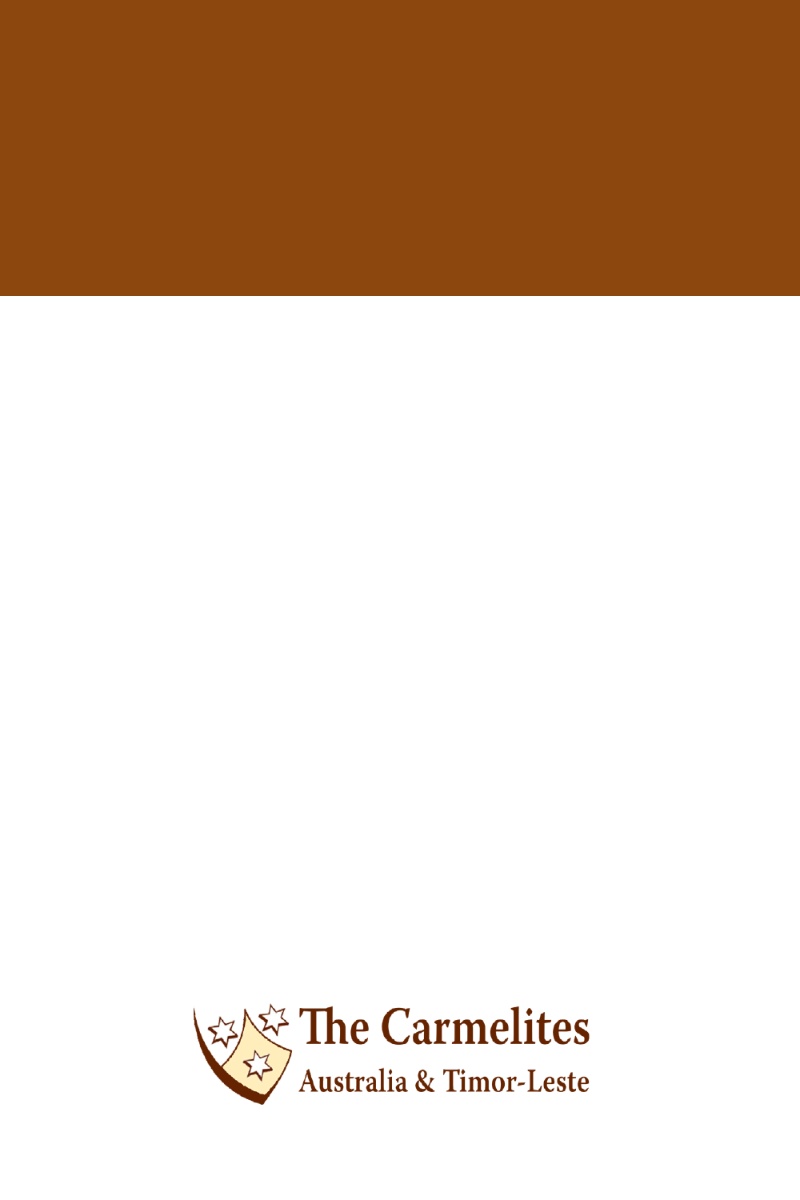The Carmelites

Australia & Timor-Leste